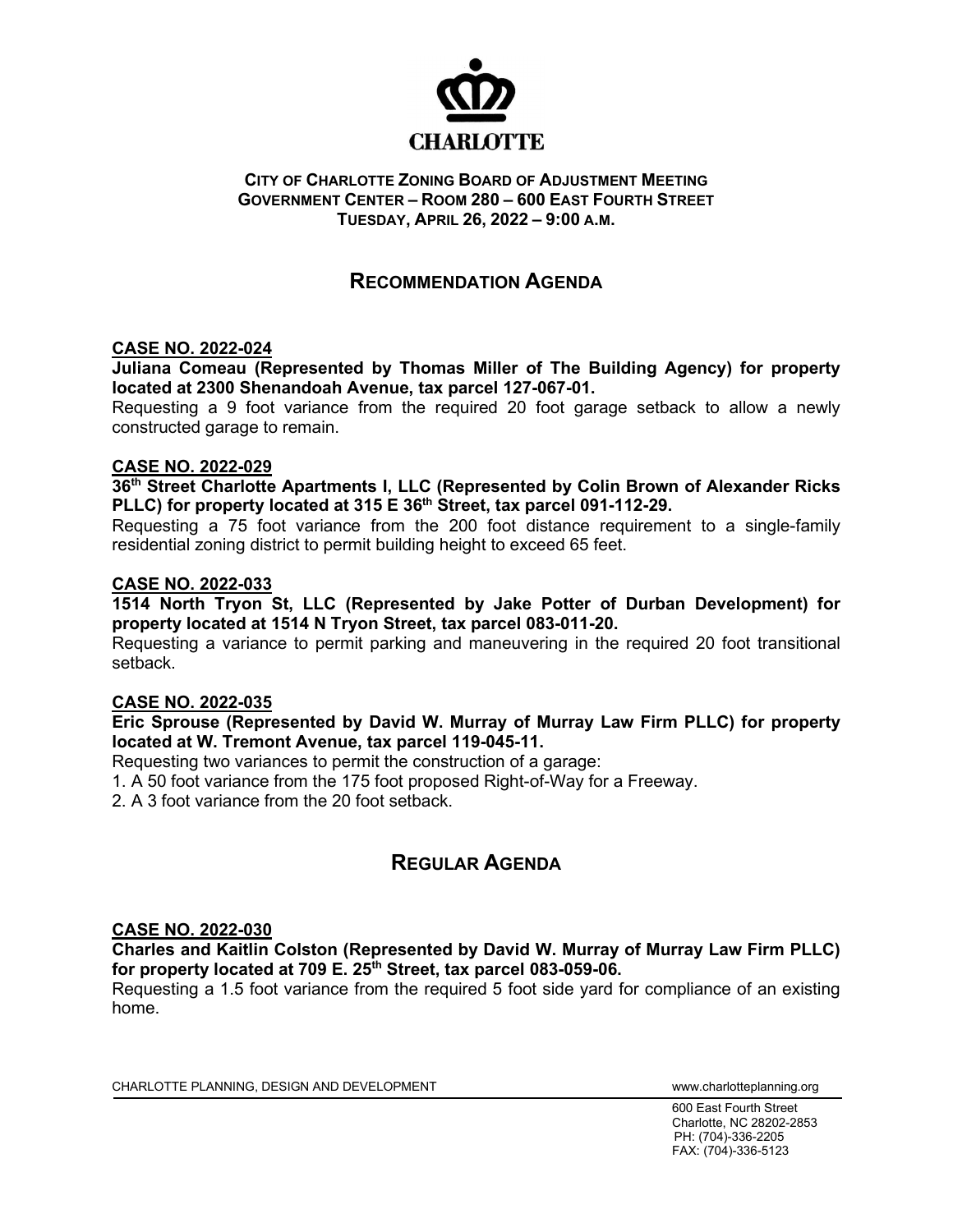CHARLOTTE

**CITY OF CHARLOTTE ZONING BOARD OF ADJUSTMENT MEETING**
**GOVERNMENT CENTER – ROOM 280 – 600 EAST FOURTH STREET**
**TUESDAY, APRIL 26, 2022 – 9:00 A.M.**

# RECOMMENDATION AGENDA

**CASE NO. 2022-024**

**Juliana Comeau (Represented by Thomas Miller of The Building Agency) for property located at 2300 Shenandoah Avenue, tax parcel 127-067-01.**

Requesting a 9 foot variance from the required 20 foot garage setback to allow a newly constructed garage to remain.

**CASE NO. 2022-029**

**36th Street Charlotte Apartments I, LLC (Represented by Colin Brown of Alexander Ricks PLLC) for property located at 315 E 36th Street, tax parcel 091-112-29.**

Requesting a 75 foot variance from the 200 foot distance requirement to a single-family residential zoning district to permit building height to exceed 65 feet.

**CASE NO. 2022-033**

**1514 North Tryon St, LLC (Represented by Jake Potter of Durban Development) for property located at 1514 N Tryon Street, tax parcel 083-011-20.**

Requesting a variance to permit parking and maneuvering in the required 20 foot transitional setback.

**CASE NO. 2022-035**

**Eric Sprouse (Represented by David W. Murray of Murray Law Firm PLLC) for property located at W. Tremont Avenue, tax parcel 119-045-11.**

Requesting two variances to permit the construction of a garage:

1. A 50 foot variance from the 175 foot proposed Right-of-Way for a Freeway.
2. A 3 foot variance from the 20 foot setback.

# REGULAR AGENDA

**CASE NO. 2022-030**

**Charles and Kaitlin Colston (Represented by David W. Murray of Murray Law Firm PLLC) for property located at 709 E. 25th Street, tax parcel 083-059-06.**

Requesting a 1.5 foot variance from the required 5 foot side yard for compliance of an existing home.

CHARLOTTE PLANNING, DESIGN AND DEVELOPMENT www.charlotteplanning.org

600 East Fourth Street
Charlotte, NC 28202-2853
PH: (704)-336-2205
FAX: (704)-336-5123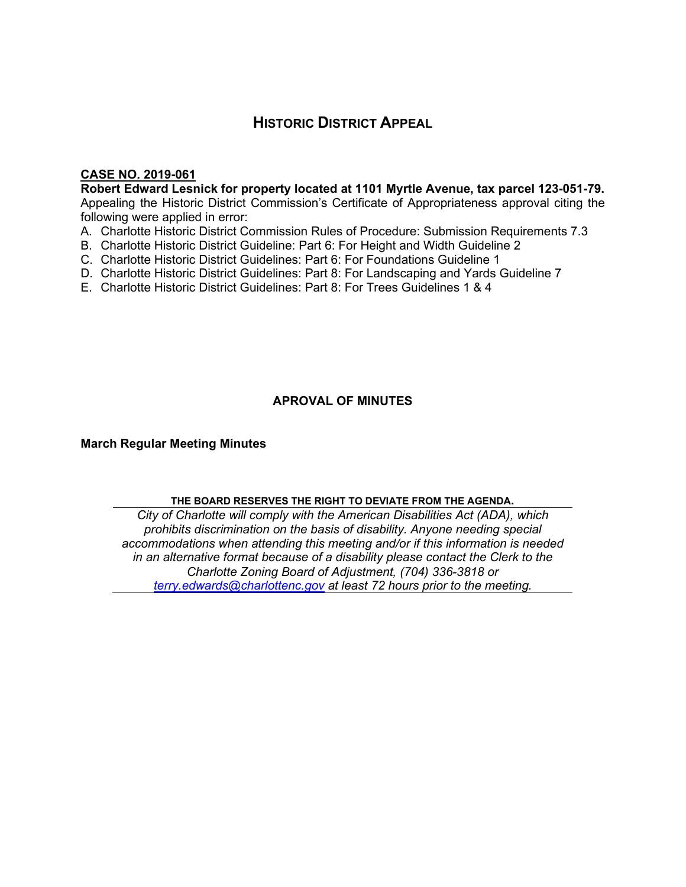## Historic District Appeal

**CASE NO. 2019-061**

**Robert Edward Lesnick for property located at 1101 Myrtle Avenue, tax parcel 123-051-79.**
Appealing the Historic District Commission's Certificate of Appropriateness approval citing the following were applied in error:

A. Charlotte Historic District Commission Rules of Procedure: Submission Requirements 7.3
B. Charlotte Historic District Guideline: Part 6: For Height and Width Guideline 2
C. Charlotte Historic District Guidelines: Part 6: For Foundations Guideline 1
D. Charlotte Historic District Guidelines: Part 8: For Landscaping and Yards Guideline 7
E. Charlotte Historic District Guidelines: Part 8: For Trees Guidelines 1 & 4

## APROVAL OF MINUTES

**March Regular Meeting Minutes**

**THE BOARD RESERVES THE RIGHT TO DEVIATE FROM THE AGENDA.**

*City of Charlotte will comply with the American Disabilities Act (ADA), which prohibits discrimination on the basis of disability. Anyone needing special accommodations when attending this meeting and/or if this information is needed in an alternative format because of a disability please contact the Clerk to the Charlotte Zoning Board of Adjustment, (704) 336-3818 or terry.edwards@charlottenc.gov at least 72 hours prior to the meeting.*